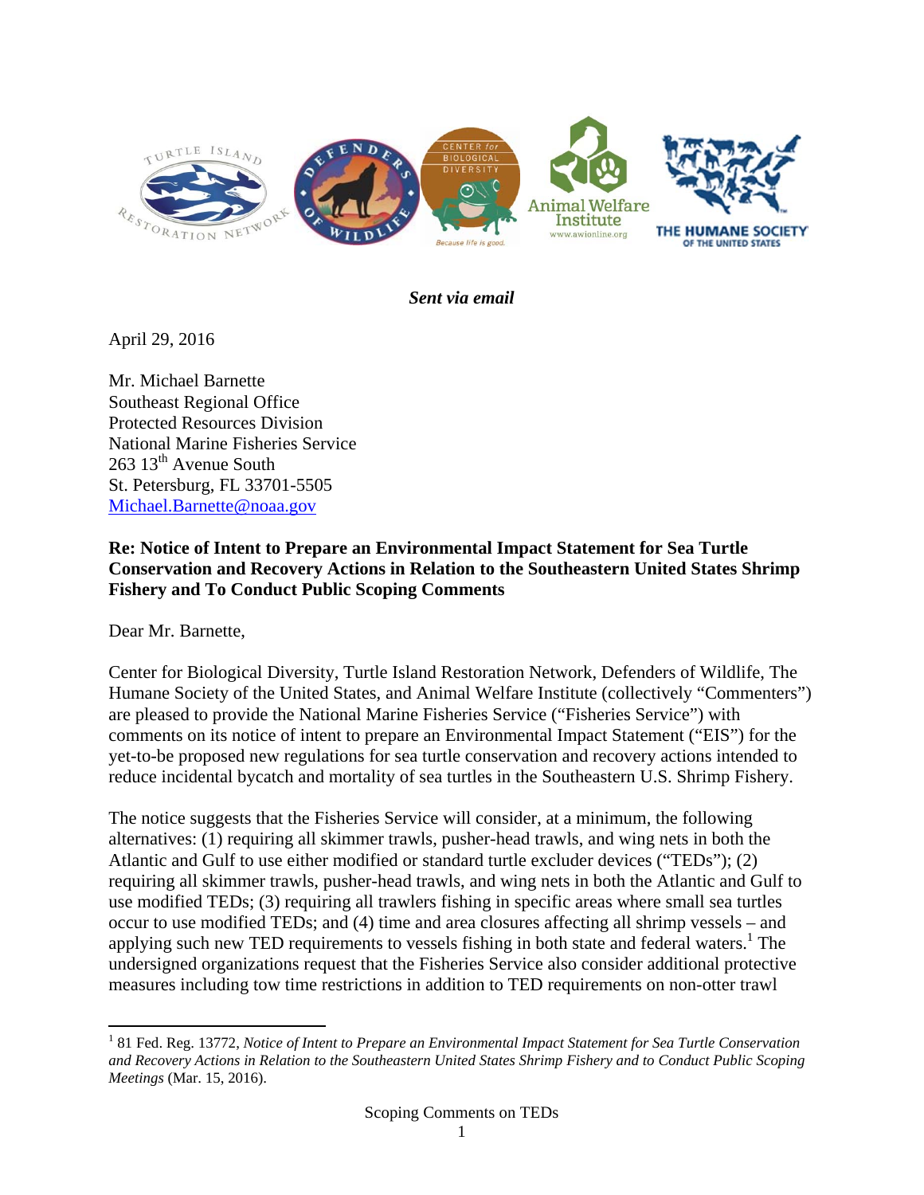*Sent via email*

April 29, 2016

Mr. Michael Barnette
Southeast Regional Office
Protected Resources Division
National Marine Fisheries Service
263 13th Avenue South
St. Petersburg, FL 33701-5505
Michael.Barnette@noaa.gov

**Re: Notice of Intent to Prepare an Environmental Impact Statement for Sea Turtle Conservation and Recovery Actions in Relation to the Southeastern United States Shrimp Fishery and To Conduct Public Scoping Comments**

Dear Mr. Barnette,

Center for Biological Diversity, Turtle Island Restoration Network, Defenders of Wildlife, The Humane Society of the United States, and Animal Welfare Institute (collectively "Commenters") are pleased to provide the National Marine Fisheries Service ("Fisheries Service") with comments on its notice of intent to prepare an Environmental Impact Statement ("EIS") for the yet-to-be proposed new regulations for sea turtle conservation and recovery actions intended to reduce incidental bycatch and mortality of sea turtles in the Southeastern U.S. Shrimp Fishery.

The notice suggests that the Fisheries Service will consider, at a minimum, the following alternatives: (1) requiring all skimmer trawls, pusher-head trawls, and wing nets in both the Atlantic and Gulf to use either modified or standard turtle excluder devices ("TEDs"); (2) requiring all skimmer trawls, pusher-head trawls, and wing nets in both the Atlantic and Gulf to use modified TEDs; (3) requiring all trawlers fishing in specific areas where small sea turtles occur to use modified TEDs; and (4) time and area closures affecting all shrimp vessels – and applying such new TED requirements to vessels fishing in both state and federal waters.[1] The undersigned organizations request that the Fisheries Service also consider additional protective measures including tow time restrictions in addition to TED requirements on non-otter trawl

[1] 81 Fed. Reg. 13772, *Notice of Intent to Prepare an Environmental Impact Statement for Sea Turtle Conservation and Recovery Actions in Relation to the Southeastern United States Shrimp Fishery and to Conduct Public Scoping Meetings* (Mar. 15, 2016).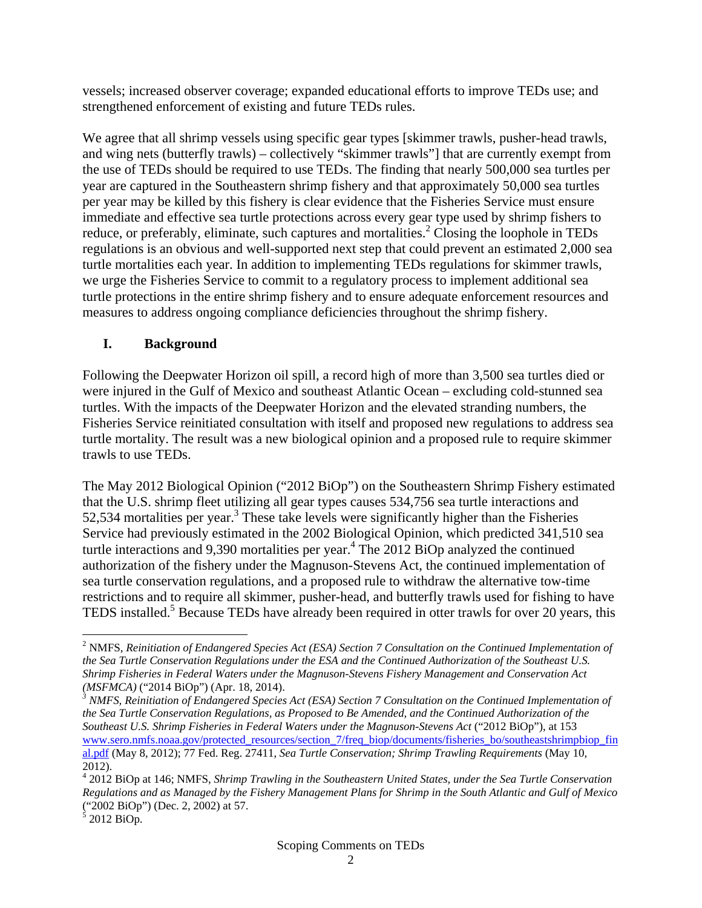vessels; increased observer coverage; expanded educational efforts to improve TEDs use; and strengthened enforcement of existing and future TEDs rules.

We agree that all shrimp vessels using specific gear types [skimmer trawls, pusher-head trawls, and wing nets (butterfly trawls) – collectively "skimmer trawls"] that are currently exempt from the use of TEDs should be required to use TEDs. The finding that nearly 500,000 sea turtles per year are captured in the Southeastern shrimp fishery and that approximately 50,000 sea turtles per year may be killed by this fishery is clear evidence that the Fisheries Service must ensure immediate and effective sea turtle protections across every gear type used by shrimp fishers to reduce, or preferably, eliminate, such captures and mortalities.[2] Closing the loophole in TEDs regulations is an obvious and well-supported next step that could prevent an estimated 2,000 sea turtle mortalities each year. In addition to implementing TEDs regulations for skimmer trawls, we urge the Fisheries Service to commit to a regulatory process to implement additional sea turtle protections in the entire shrimp fishery and to ensure adequate enforcement resources and measures to address ongoing compliance deficiencies throughout the shrimp fishery.

## I. Background

Following the Deepwater Horizon oil spill, a record high of more than 3,500 sea turtles died or were injured in the Gulf of Mexico and southeast Atlantic Ocean – excluding cold-stunned sea turtles. With the impacts of the Deepwater Horizon and the elevated stranding numbers, the Fisheries Service reinitiated consultation with itself and proposed new regulations to address sea turtle mortality. The result was a new biological opinion and a proposed rule to require skimmer trawls to use TEDs.

The May 2012 Biological Opinion ("2012 BiOp") on the Southeastern Shrimp Fishery estimated that the U.S. shrimp fleet utilizing all gear types causes 534,756 sea turtle interactions and 52,534 mortalities per year.[3] These take levels were significantly higher than the Fisheries Service had previously estimated in the 2002 Biological Opinion, which predicted 341,510 sea turtle interactions and 9,390 mortalities per year.[4] The 2012 BiOp analyzed the continued authorization of the fishery under the Magnuson-Stevens Act, the continued implementation of sea turtle conservation regulations, and a proposed rule to withdraw the alternative tow-time restrictions and to require all skimmer, pusher-head, and butterfly trawls used for fishing to have TEDS installed.[5] Because TEDs have already been required in otter trawls for over 20 years, this

---

[2] NMFS, *Reinitiation of Endangered Species Act (ESA) Section 7 Consultation on the Continued Implementation of the Sea Turtle Conservation Regulations under the ESA and the Continued Authorization of the Southeast U.S. Shrimp Fisheries in Federal Waters under the Magnuson-Stevens Fishery Management and Conservation Act (MSFMCA)* ("2014 BiOp") (Apr. 18, 2014).

[3] *NMFS, Reinitiation of Endangered Species Act (ESA) Section 7 Consultation on the Continued Implementation of the Sea Turtle Conservation Regulations, as Proposed to Be Amended, and the Continued Authorization of the Southeast U.S. Shrimp Fisheries in Federal Waters under the Magnuson-Stevens Act* ("2012 BiOp"), at 153 www.sero.nmfs.noaa.gov/protected_resources/section_7/freq_biop/documents/fisheries_bo/southeastshrimpbiop_final.pdf (May 8, 2012); 77 Fed. Reg. 27411, *Sea Turtle Conservation; Shrimp Trawling Requirements* (May 10, 2012).

[4] 2012 BiOp at 146; NMFS, *Shrimp Trawling in the Southeastern United States, under the Sea Turtle Conservation Regulations and as Managed by the Fishery Management Plans for Shrimp in the South Atlantic and Gulf of Mexico* ("2002 BiOp") (Dec. 2, 2002) at 57.

[5] 2012 BiOp.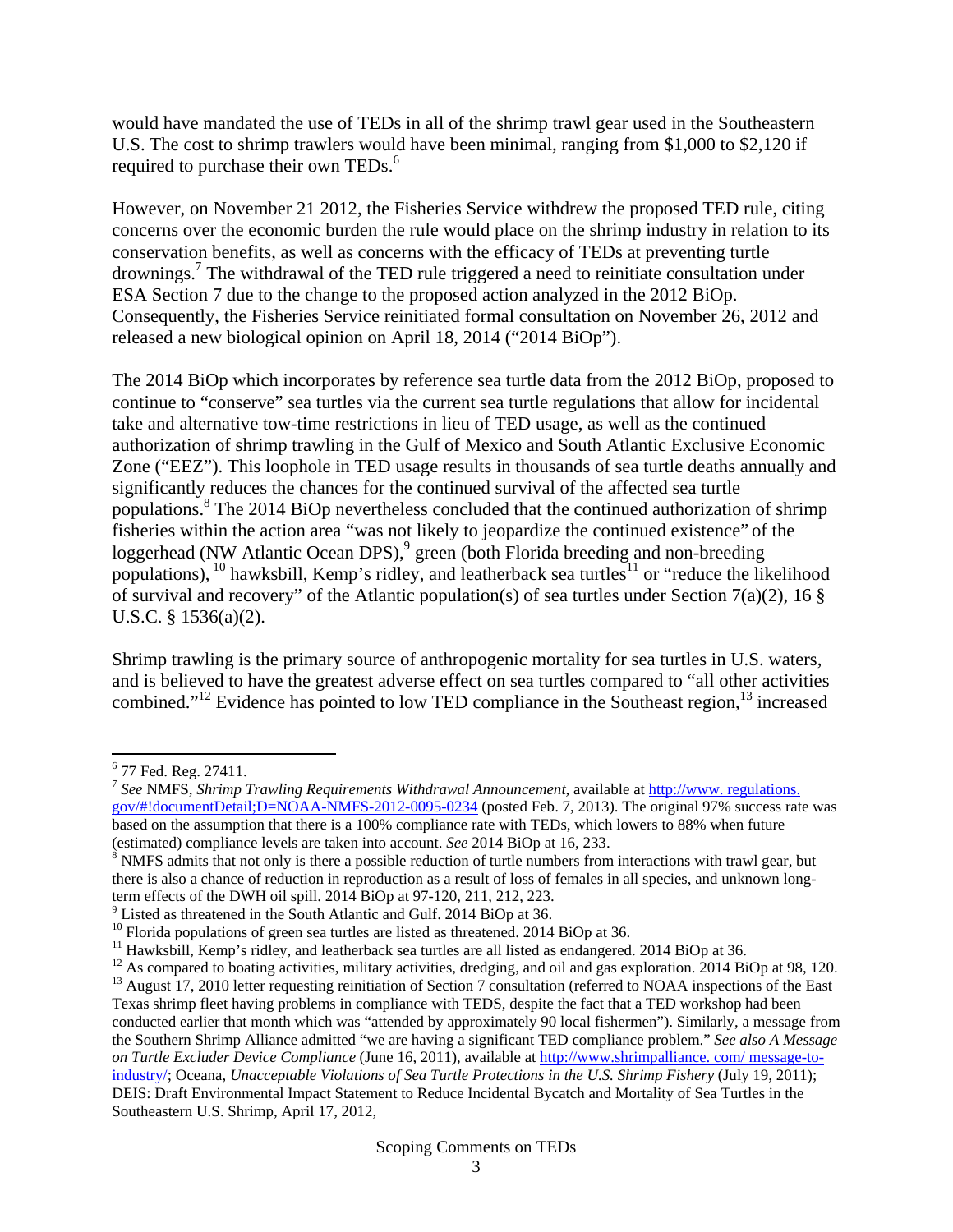would have mandated the use of TEDs in all of the shrimp trawl gear used in the Southeastern U.S. The cost to shrimp trawlers would have been minimal, ranging from $1,000 to $2,120 if required to purchase their own TEDs.[6]

However, on November 21 2012, the Fisheries Service withdrew the proposed TED rule, citing concerns over the economic burden the rule would place on the shrimp industry in relation to its conservation benefits, as well as concerns with the efficacy of TEDs at preventing turtle drownings.[7] The withdrawal of the TED rule triggered a need to reinitiate consultation under ESA Section 7 due to the change to the proposed action analyzed in the 2012 BiOp. Consequently, the Fisheries Service reinitiated formal consultation on November 26, 2012 and released a new biological opinion on April 18, 2014 ("2014 BiOp").

The 2014 BiOp which incorporates by reference sea turtle data from the 2012 BiOp, proposed to continue to "conserve" sea turtles via the current sea turtle regulations that allow for incidental take and alternative tow-time restrictions in lieu of TED usage, as well as the continued authorization of shrimp trawling in the Gulf of Mexico and South Atlantic Exclusive Economic Zone ("EEZ"). This loophole in TED usage results in thousands of sea turtle deaths annually and significantly reduces the chances for the continued survival of the affected sea turtle populations.[8] The 2014 BiOp nevertheless concluded that the continued authorization of shrimp fisheries within the action area "was not likely to jeopardize the continued existence" of the loggerhead (NW Atlantic Ocean DPS),[9] green (both Florida breeding and non-breeding populations),[10] hawksbill, Kemp's ridley, and leatherback sea turtles[11] or "reduce the likelihood of survival and recovery" of the Atlantic population(s) of sea turtles under Section 7(a)(2), 16 § U.S.C. § 1536(a)(2).

Shrimp trawling is the primary source of anthropogenic mortality for sea turtles in U.S. waters, and is believed to have the greatest adverse effect on sea turtles compared to "all other activities combined."[12] Evidence has pointed to low TED compliance in the Southeast region,[13] increased

---

[6] 77 Fed. Reg. 27411.

[7] *See* NMFS, *Shrimp Trawling Requirements Withdrawal Announcement*, available at http://www. regulations. gov/#!documentDetail;D=NOAA-NMFS-2012-0095-0234 (posted Feb. 7, 2013). The original 97% success rate was based on the assumption that there is a 100% compliance rate with TEDs, which lowers to 88% when future (estimated) compliance levels are taken into account. *See* 2014 BiOp at 16, 233.

[8] NMFS admits that not only is there a possible reduction of turtle numbers from interactions with trawl gear, but there is also a chance of reduction in reproduction as a result of loss of females in all species, and unknown long-term effects of the DWH oil spill. 2014 BiOp at 97-120, 211, 212, 223.

[9] Listed as threatened in the South Atlantic and Gulf. 2014 BiOp at 36.

[10] Florida populations of green sea turtles are listed as threatened. 2014 BiOp at 36.

[11] Hawksbill, Kemp's ridley, and leatherback sea turtles are all listed as endangered. 2014 BiOp at 36.

[12] As compared to boating activities, military activities, dredging, and oil and gas exploration. 2014 BiOp at 98, 120.

[13] August 17, 2010 letter requesting reinitiation of Section 7 consultation (referred to NOAA inspections of the East Texas shrimp fleet having problems in compliance with TEDS, despite the fact that a TED workshop had been conducted earlier that month which was "attended by approximately 90 local fishermen"). Similarly, a message from the Southern Shrimp Alliance admitted "we are having a significant TED compliance problem." *See also A Message on Turtle Excluder Device Compliance* (June 16, 2011), available at http://www.shrimpalliance. com/ message-to-industry/; Oceana, *Unacceptable Violations of Sea Turtle Protections in the U.S. Shrimp Fishery* (July 19, 2011); DEIS: Draft Environmental Impact Statement to Reduce Incidental Bycatch and Mortality of Sea Turtles in the Southeastern U.S. Shrimp, April 17, 2012,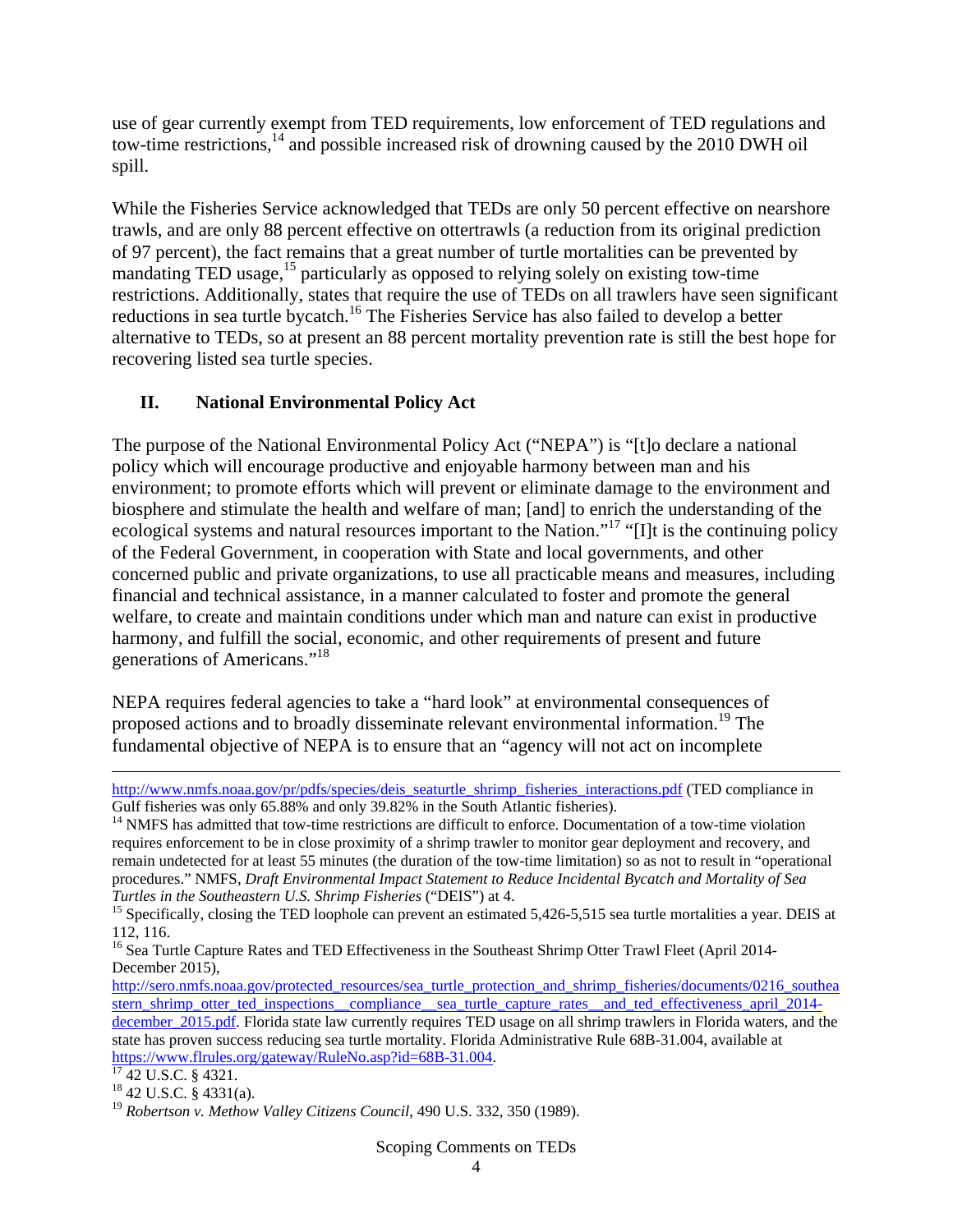use of gear currently exempt from TED requirements, low enforcement of TED regulations and tow-time restrictions,[14] and possible increased risk of drowning caused by the 2010 DWH oil spill.

While the Fisheries Service acknowledged that TEDs are only 50 percent effective on nearshore trawls, and are only 88 percent effective on ottertrawls (a reduction from its original prediction of 97 percent), the fact remains that a great number of turtle mortalities can be prevented by mandating TED usage,[15] particularly as opposed to relying solely on existing tow-time restrictions. Additionally, states that require the use of TEDs on all trawlers have seen significant reductions in sea turtle bycatch.[16] The Fisheries Service has also failed to develop a better alternative to TEDs, so at present an 88 percent mortality prevention rate is still the best hope for recovering listed sea turtle species.

## II. National Environmental Policy Act

The purpose of the National Environmental Policy Act ("NEPA") is "[t]o declare a national policy which will encourage productive and enjoyable harmony between man and his environment; to promote efforts which will prevent or eliminate damage to the environment and biosphere and stimulate the health and welfare of man; [and] to enrich the understanding of the ecological systems and natural resources important to the Nation."[17] "[I]t is the continuing policy of the Federal Government, in cooperation with State and local governments, and other concerned public and private organizations, to use all practicable means and measures, including financial and technical assistance, in a manner calculated to foster and promote the general welfare, to create and maintain conditions under which man and nature can exist in productive harmony, and fulfill the social, economic, and other requirements of present and future generations of Americans."[18]

NEPA requires federal agencies to take a "hard look" at environmental consequences of proposed actions and to broadly disseminate relevant environmental information.[19] The fundamental objective of NEPA is to ensure that an "agency will not act on incomplete

---

http://www.nmfs.noaa.gov/pr/pdfs/species/deis_seaturtle_shrimp_fisheries_interactions.pdf (TED compliance in Gulf fisheries was only 65.88% and only 39.82% in the South Atlantic fisheries).

[14] NMFS has admitted that tow-time restrictions are difficult to enforce. Documentation of a tow-time violation requires enforcement to be in close proximity of a shrimp trawler to monitor gear deployment and recovery, and remain undetected for at least 55 minutes (the duration of the tow-time limitation) so as not to result in "operational procedures." NMFS, *Draft Environmental Impact Statement to Reduce Incidental Bycatch and Mortality of Sea Turtles in the Southeastern U.S. Shrimp Fisheries* ("DEIS") at 4.

[15] Specifically, closing the TED loophole can prevent an estimated 5,426-5,515 sea turtle mortalities a year. DEIS at 112, 116.

[16] Sea Turtle Capture Rates and TED Effectiveness in the Southeast Shrimp Otter Trawl Fleet (April 2014-December 2015), http://sero.nmfs.noaa.gov/protected_resources/sea_turtle_protection_and_shrimp_fisheries/documents/0216_southeastern_shrimp_otter_ted_inspections__compliance__sea_turtle_capture_rates__and_ted_effectiveness_april_2014-december_2015.pdf. Florida state law currently requires TED usage on all shrimp trawlers in Florida waters, and the state has proven success reducing sea turtle mortality. Florida Administrative Rule 68B-31.004, available at https://www.flrules.org/gateway/RuleNo.asp?id=68B-31.004.

[17] 42 U.S.C. § 4321.

[18] 42 U.S.C. § 4331(a).

[19] *Robertson v. Methow Valley Citizens Council*, 490 U.S. 332, 350 (1989).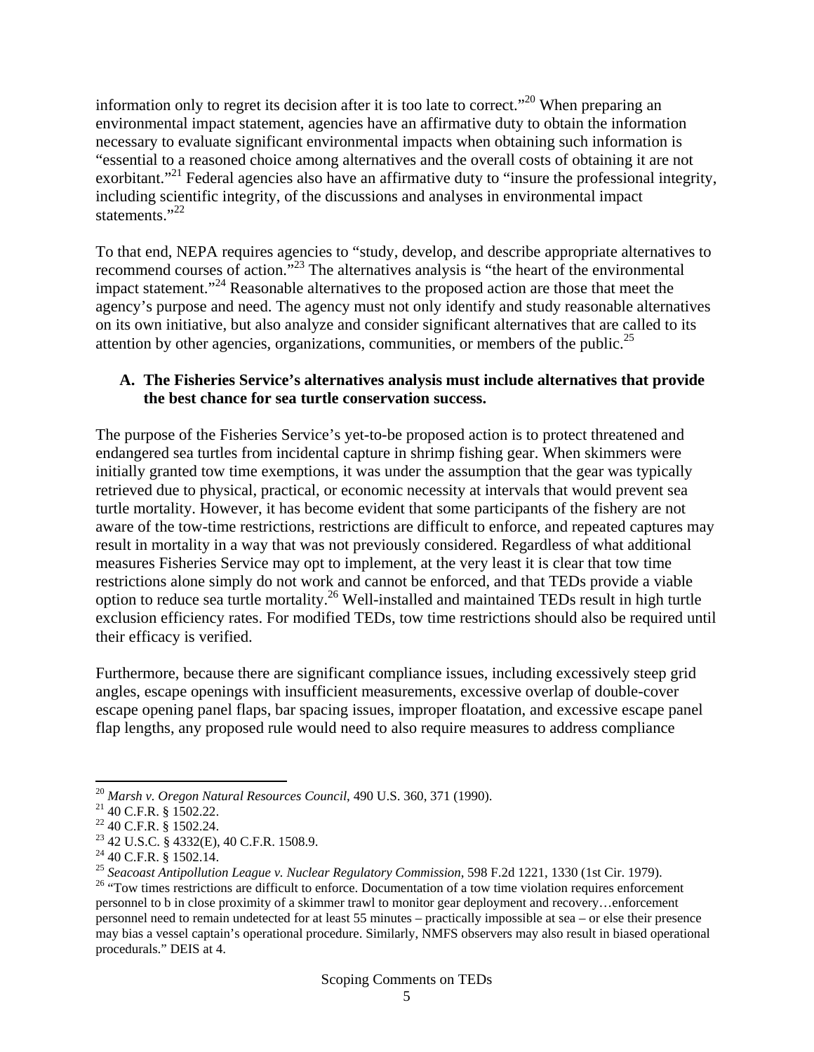information only to regret its decision after it is too late to correct."[20] When preparing an environmental impact statement, agencies have an affirmative duty to obtain the information necessary to evaluate significant environmental impacts when obtaining such information is "essential to a reasoned choice among alternatives and the overall costs of obtaining it are not exorbitant."[21] Federal agencies also have an affirmative duty to "insure the professional integrity, including scientific integrity, of the discussions and analyses in environmental impact statements."[22]

To that end, NEPA requires agencies to "study, develop, and describe appropriate alternatives to recommend courses of action."[23] The alternatives analysis is "the heart of the environmental impact statement."[24] Reasonable alternatives to the proposed action are those that meet the agency's purpose and need. The agency must not only identify and study reasonable alternatives on its own initiative, but also analyze and consider significant alternatives that are called to its attention by other agencies, organizations, communities, or members of the public.[25]

### A. The Fisheries Service's alternatives analysis must include alternatives that provide the best chance for sea turtle conservation success.

The purpose of the Fisheries Service's yet-to-be proposed action is to protect threatened and endangered sea turtles from incidental capture in shrimp fishing gear. When skimmers were initially granted tow time exemptions, it was under the assumption that the gear was typically retrieved due to physical, practical, or economic necessity at intervals that would prevent sea turtle mortality. However, it has become evident that some participants of the fishery are not aware of the tow-time restrictions, restrictions are difficult to enforce, and repeated captures may result in mortality in a way that was not previously considered. Regardless of what additional measures Fisheries Service may opt to implement, at the very least it is clear that tow time restrictions alone simply do not work and cannot be enforced, and that TEDs provide a viable option to reduce sea turtle mortality.[26] Well-installed and maintained TEDs result in high turtle exclusion efficiency rates. For modified TEDs, tow time restrictions should also be required until their efficacy is verified.

Furthermore, because there are significant compliance issues, including excessively steep grid angles, escape openings with insufficient measurements, excessive overlap of double-cover escape opening panel flaps, bar spacing issues, improper floatation, and excessive escape panel flap lengths, any proposed rule would need to also require measures to address compliance

---

[20] *Marsh v. Oregon Natural Resources Council*, 490 U.S. 360, 371 (1990).

[21] 40 C.F.R. § 1502.22.

[22] 40 C.F.R. § 1502.24.

[23] 42 U.S.C. § 4332(E), 40 C.F.R. 1508.9.

[24] 40 C.F.R. § 1502.14.

[25] *Seacoast Antipollution League v. Nuclear Regulatory Commission*, 598 F.2d 1221, 1330 (1st Cir. 1979).

[26] "Tow times restrictions are difficult to enforce. Documentation of a tow time violation requires enforcement personnel to b in close proximity of a skimmer trawl to monitor gear deployment and recovery…enforcement personnel need to remain undetected for at least 55 minutes – practically impossible at sea – or else their presence may bias a vessel captain's operational procedure. Similarly, NMFS observers may also result in biased operational procedurals." DEIS at 4.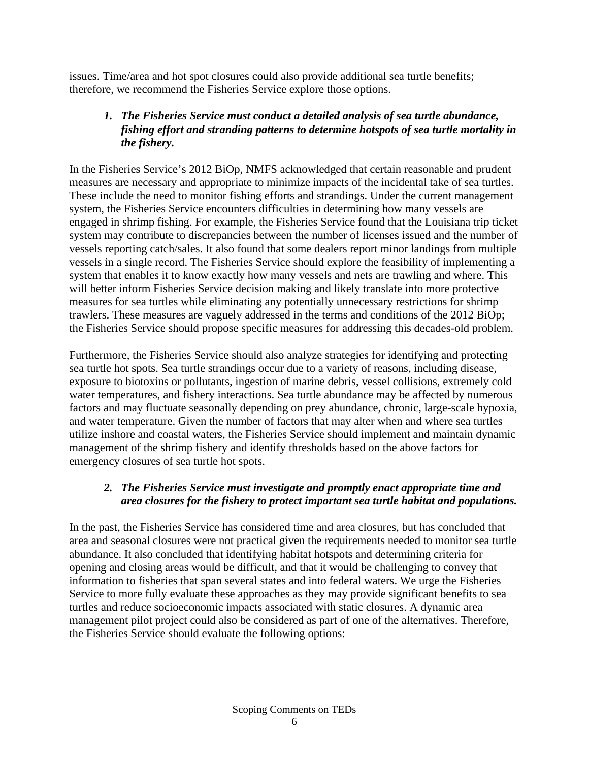issues. Time/area and hot spot closures could also provide additional sea turtle benefits; therefore, we recommend the Fisheries Service explore those options.

1. ***The Fisheries Service must conduct a detailed analysis of sea turtle abundance, fishing effort and stranding patterns to determine hotspots of sea turtle mortality in the fishery.***

In the Fisheries Service's 2012 BiOp, NMFS acknowledged that certain reasonable and prudent measures are necessary and appropriate to minimize impacts of the incidental take of sea turtles. These include the need to monitor fishing efforts and strandings. Under the current management system, the Fisheries Service encounters difficulties in determining how many vessels are engaged in shrimp fishing. For example, the Fisheries Service found that the Louisiana trip ticket system may contribute to discrepancies between the number of licenses issued and the number of vessels reporting catch/sales. It also found that some dealers report minor landings from multiple vessels in a single record. The Fisheries Service should explore the feasibility of implementing a system that enables it to know exactly how many vessels and nets are trawling and where. This will better inform Fisheries Service decision making and likely translate into more protective measures for sea turtles while eliminating any potentially unnecessary restrictions for shrimp trawlers. These measures are vaguely addressed in the terms and conditions of the 2012 BiOp; the Fisheries Service should propose specific measures for addressing this decades-old problem.

Furthermore, the Fisheries Service should also analyze strategies for identifying and protecting sea turtle hot spots. Sea turtle strandings occur due to a variety of reasons, including disease, exposure to biotoxins or pollutants, ingestion of marine debris, vessel collisions, extremely cold water temperatures, and fishery interactions. Sea turtle abundance may be affected by numerous factors and may fluctuate seasonally depending on prey abundance, chronic, large-scale hypoxia, and water temperature. Given the number of factors that may alter when and where sea turtles utilize inshore and coastal waters, the Fisheries Service should implement and maintain dynamic management of the shrimp fishery and identify thresholds based on the above factors for emergency closures of sea turtle hot spots.

2. ***The Fisheries Service must investigate and promptly enact appropriate time and area closures for the fishery to protect important sea turtle habitat and populations.***

In the past, the Fisheries Service has considered time and area closures, but has concluded that area and seasonal closures were not practical given the requirements needed to monitor sea turtle abundance. It also concluded that identifying habitat hotspots and determining criteria for opening and closing areas would be difficult, and that it would be challenging to convey that information to fisheries that span several states and into federal waters. We urge the Fisheries Service to more fully evaluate these approaches as they may provide significant benefits to sea turtles and reduce socioeconomic impacts associated with static closures. A dynamic area management pilot project could also be considered as part of one of the alternatives. Therefore, the Fisheries Service should evaluate the following options: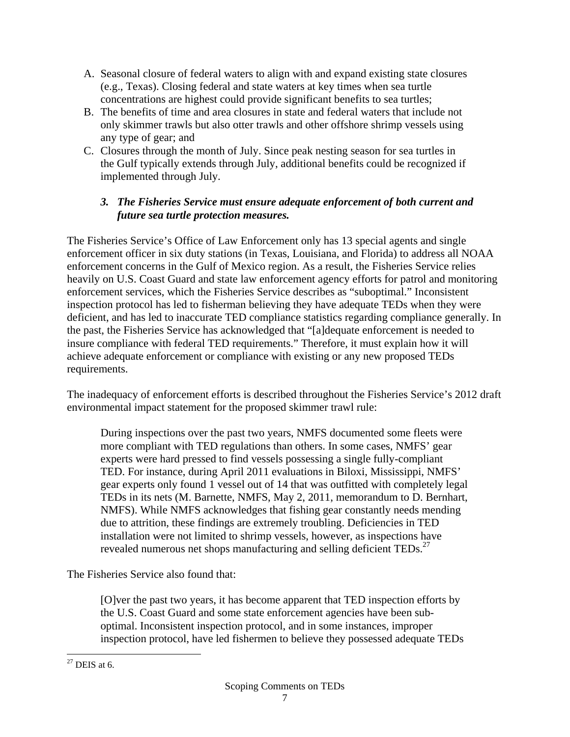A. Seasonal closure of federal waters to align with and expand existing state closures (e.g., Texas). Closing federal and state waters at key times when sea turtle concentrations are highest could provide significant benefits to sea turtles;
B. The benefits of time and area closures in state and federal waters that include not only skimmer trawls but also otter trawls and other offshore shrimp vessels using any type of gear; and
C. Closures through the month of July. Since peak nesting season for sea turtles in the Gulf typically extends through July, additional benefits could be recognized if implemented through July.

### *3. The Fisheries Service must ensure adequate enforcement of both current and future sea turtle protection measures.*

The Fisheries Service's Office of Law Enforcement only has 13 special agents and single enforcement officer in six duty stations (in Texas, Louisiana, and Florida) to address all NOAA enforcement concerns in the Gulf of Mexico region. As a result, the Fisheries Service relies heavily on U.S. Coast Guard and state law enforcement agency efforts for patrol and monitoring enforcement services, which the Fisheries Service describes as "suboptimal." Inconsistent inspection protocol has led to fisherman believing they have adequate TEDs when they were deficient, and has led to inaccurate TED compliance statistics regarding compliance generally. In the past, the Fisheries Service has acknowledged that "[a]dequate enforcement is needed to insure compliance with federal TED requirements." Therefore, it must explain how it will achieve adequate enforcement or compliance with existing or any new proposed TEDs requirements.

The inadequacy of enforcement efforts is described throughout the Fisheries Service's 2012 draft environmental impact statement for the proposed skimmer trawl rule:

> During inspections over the past two years, NMFS documented some fleets were more compliant with TED regulations than others. In some cases, NMFS' gear experts were hard pressed to find vessels possessing a single fully-compliant TED. For instance, during April 2011 evaluations in Biloxi, Mississippi, NMFS' gear experts only found 1 vessel out of 14 that was outfitted with completely legal TEDs in its nets (M. Barnette, NMFS, May 2, 2011, memorandum to D. Bernhart, NMFS). While NMFS acknowledges that fishing gear constantly needs mending due to attrition, these findings are extremely troubling. Deficiencies in TED installation were not limited to shrimp vessels, however, as inspections have revealed numerous net shops manufacturing and selling deficient TEDs.[27]

The Fisheries Service also found that:

> [O]ver the past two years, it has become apparent that TED inspection efforts by the U.S. Coast Guard and some state enforcement agencies have been sub-optimal. Inconsistent inspection protocol, and in some instances, improper inspection protocol, have led fishermen to believe they possessed adequate TEDs

[27] DEIS at 6.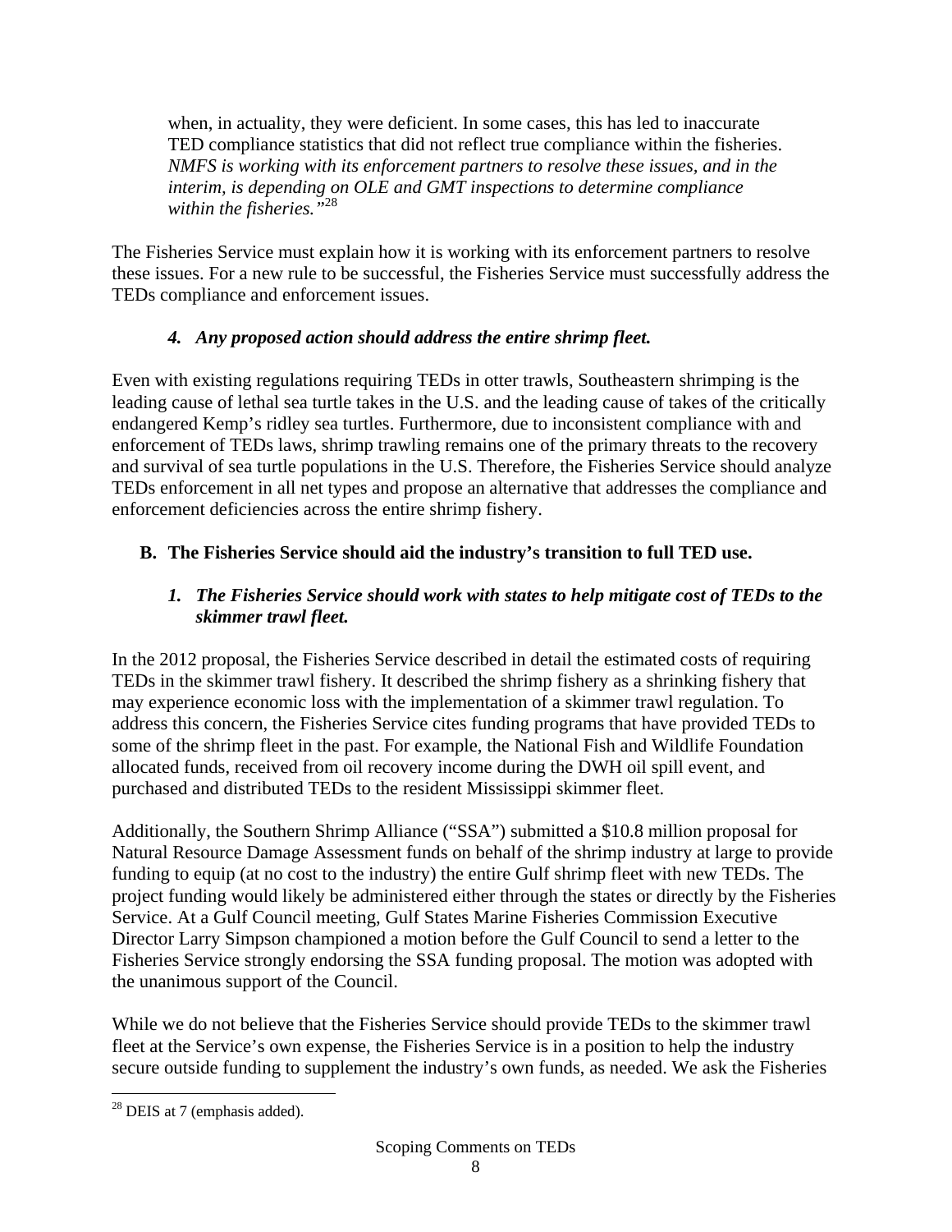> when, in actuality, they were deficient. In some cases, this has led to inaccurate TED compliance statistics that did not reflect true compliance within the fisheries. *NMFS is working with its enforcement partners to resolve these issues, and in the interim, is depending on OLE and GMT inspections to determine compliance within the fisheries."*[28]

The Fisheries Service must explain how it is working with its enforcement partners to resolve these issues. For a new rule to be successful, the Fisheries Service must successfully address the TEDs compliance and enforcement issues.

#### *4. Any proposed action should address the entire shrimp fleet.*

Even with existing regulations requiring TEDs in otter trawls, Southeastern shrimping is the leading cause of lethal sea turtle takes in the U.S. and the leading cause of takes of the critically endangered Kemp's ridley sea turtles. Furthermore, due to inconsistent compliance with and enforcement of TEDs laws, shrimp trawling remains one of the primary threats to the recovery and survival of sea turtle populations in the U.S. Therefore, the Fisheries Service should analyze TEDs enforcement in all net types and propose an alternative that addresses the compliance and enforcement deficiencies across the entire shrimp fishery.

### B. The Fisheries Service should aid the industry's transition to full TED use.

#### *1. The Fisheries Service should work with states to help mitigate cost of TEDs to the skimmer trawl fleet.*

In the 2012 proposal, the Fisheries Service described in detail the estimated costs of requiring TEDs in the skimmer trawl fishery. It described the shrimp fishery as a shrinking fishery that may experience economic loss with the implementation of a skimmer trawl regulation. To address this concern, the Fisheries Service cites funding programs that have provided TEDs to some of the shrimp fleet in the past. For example, the National Fish and Wildlife Foundation allocated funds, received from oil recovery income during the DWH oil spill event, and purchased and distributed TEDs to the resident Mississippi skimmer fleet.

Additionally, the Southern Shrimp Alliance ("SSA") submitted a $10.8 million proposal for Natural Resource Damage Assessment funds on behalf of the shrimp industry at large to provide funding to equip (at no cost to the industry) the entire Gulf shrimp fleet with new TEDs. The project funding would likely be administered either through the states or directly by the Fisheries Service. At a Gulf Council meeting, Gulf States Marine Fisheries Commission Executive Director Larry Simpson championed a motion before the Gulf Council to send a letter to the Fisheries Service strongly endorsing the SSA funding proposal. The motion was adopted with the unanimous support of the Council.

While we do not believe that the Fisheries Service should provide TEDs to the skimmer trawl fleet at the Service's own expense, the Fisheries Service is in a position to help the industry secure outside funding to supplement the industry's own funds, as needed. We ask the Fisheries

[28] DEIS at 7 (emphasis added).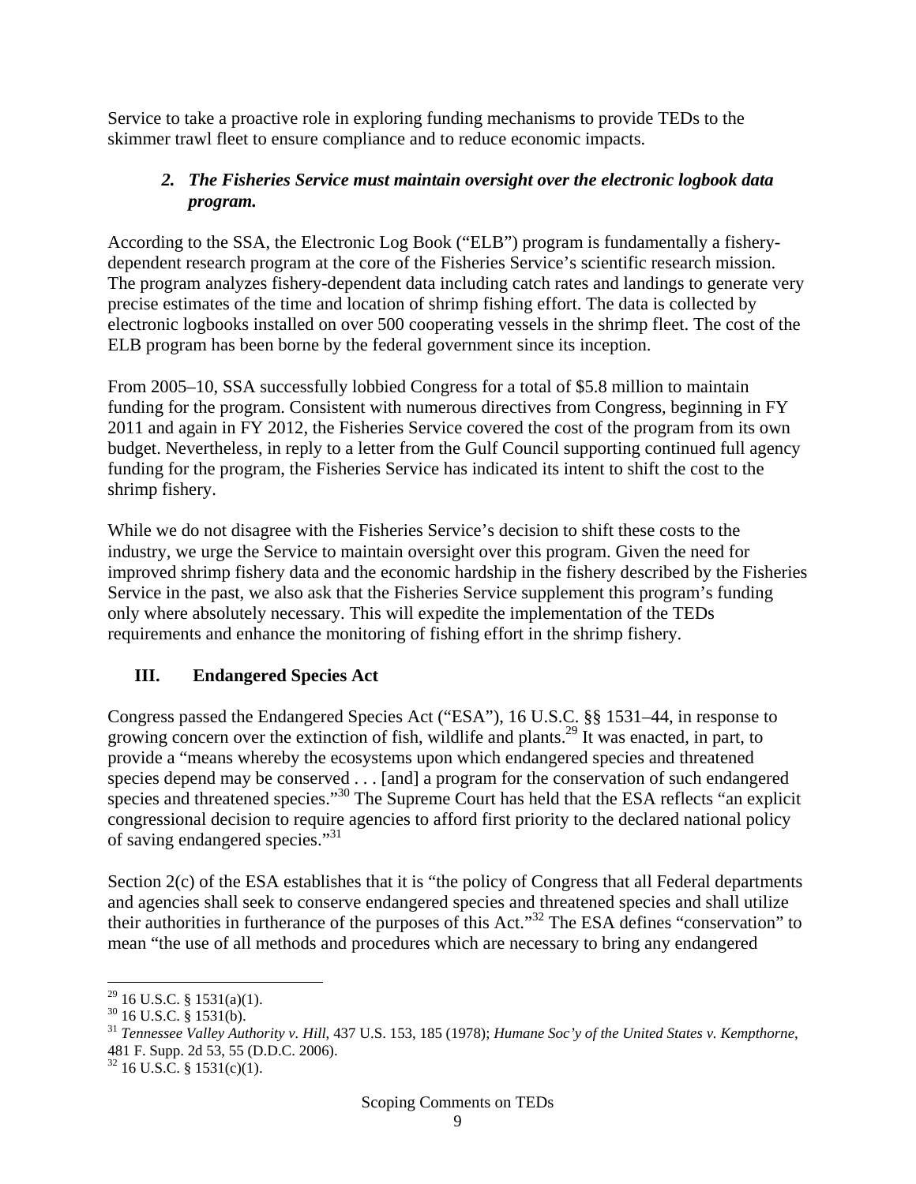Service to take a proactive role in exploring funding mechanisms to provide TEDs to the skimmer trawl fleet to ensure compliance and to reduce economic impacts.

### *2. The Fisheries Service must maintain oversight over the electronic logbook data program.*

According to the SSA, the Electronic Log Book ("ELB") program is fundamentally a fishery-dependent research program at the core of the Fisheries Service's scientific research mission. The program analyzes fishery-dependent data including catch rates and landings to generate very precise estimates of the time and location of shrimp fishing effort. The data is collected by electronic logbooks installed on over 500 cooperating vessels in the shrimp fleet. The cost of the ELB program has been borne by the federal government since its inception.

From 2005–10, SSA successfully lobbied Congress for a total of $5.8 million to maintain funding for the program. Consistent with numerous directives from Congress, beginning in FY 2011 and again in FY 2012, the Fisheries Service covered the cost of the program from its own budget. Nevertheless, in reply to a letter from the Gulf Council supporting continued full agency funding for the program, the Fisheries Service has indicated its intent to shift the cost to the shrimp fishery.

While we do not disagree with the Fisheries Service's decision to shift these costs to the industry, we urge the Service to maintain oversight over this program. Given the need for improved shrimp fishery data and the economic hardship in the fishery described by the Fisheries Service in the past, we also ask that the Fisheries Service supplement this program's funding only where absolutely necessary. This will expedite the implementation of the TEDs requirements and enhance the monitoring of fishing effort in the shrimp fishery.

## III. Endangered Species Act

Congress passed the Endangered Species Act ("ESA"), 16 U.S.C. §§ 1531–44, in response to growing concern over the extinction of fish, wildlife and plants.[29] It was enacted, in part, to provide a "means whereby the ecosystems upon which endangered species and threatened species depend may be conserved . . . [and] a program for the conservation of such endangered species and threatened species."[30] The Supreme Court has held that the ESA reflects "an explicit congressional decision to require agencies to afford first priority to the declared national policy of saving endangered species."[31]

Section 2(c) of the ESA establishes that it is "the policy of Congress that all Federal departments and agencies shall seek to conserve endangered species and threatened species and shall utilize their authorities in furtherance of the purposes of this Act."[32] The ESA defines "conservation" to mean "the use of all methods and procedures which are necessary to bring any endangered

---

[29] 16 U.S.C. § 1531(a)(1).

[30] 16 U.S.C. § 1531(b).

[31] *Tennessee Valley Authority v. Hill*, 437 U.S. 153, 185 (1978); *Humane Soc'y of the United States v. Kempthorne*, 481 F. Supp. 2d 53, 55 (D.D.C. 2006).

[32] 16 U.S.C. § 1531(c)(1).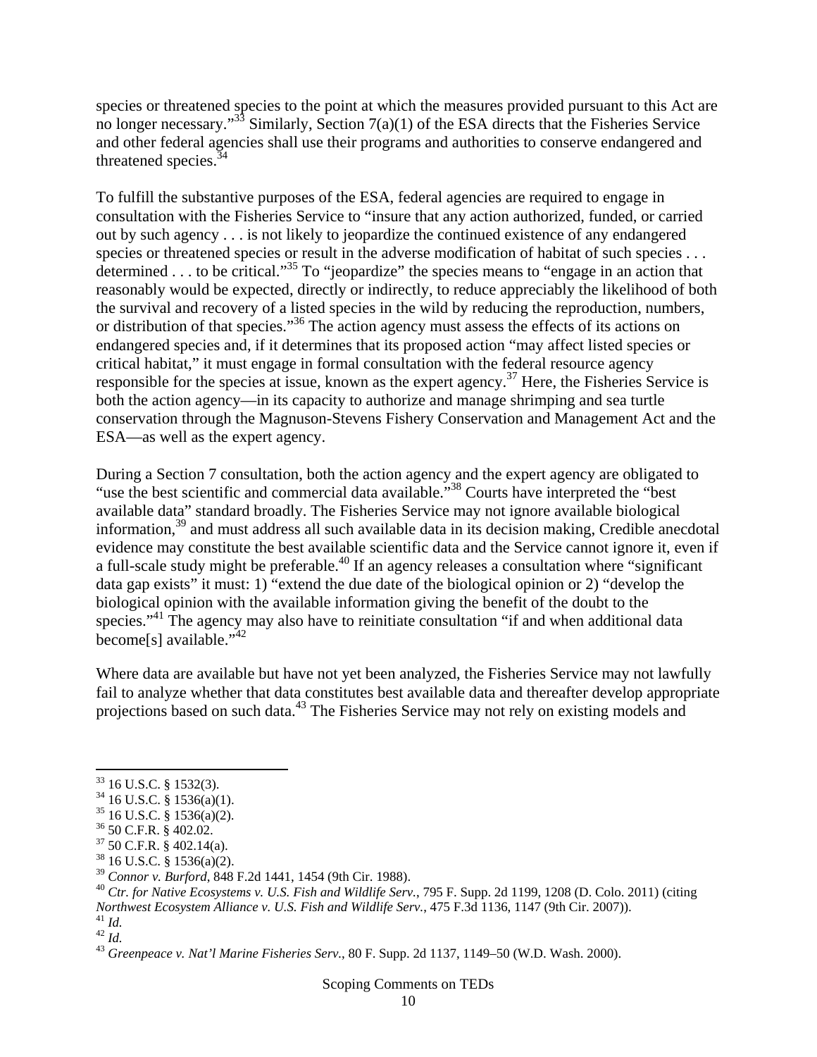species or threatened species to the point at which the measures provided pursuant to this Act are no longer necessary."[33] Similarly, Section 7(a)(1) of the ESA directs that the Fisheries Service and other federal agencies shall use their programs and authorities to conserve endangered and threatened species.[34]

To fulfill the substantive purposes of the ESA, federal agencies are required to engage in consultation with the Fisheries Service to "insure that any action authorized, funded, or carried out by such agency . . . is not likely to jeopardize the continued existence of any endangered species or threatened species or result in the adverse modification of habitat of such species . . . determined . . . to be critical."[35] To "jeopardize" the species means to "engage in an action that reasonably would be expected, directly or indirectly, to reduce appreciably the likelihood of both the survival and recovery of a listed species in the wild by reducing the reproduction, numbers, or distribution of that species."[36] The action agency must assess the effects of its actions on endangered species and, if it determines that its proposed action "may affect listed species or critical habitat," it must engage in formal consultation with the federal resource agency responsible for the species at issue, known as the expert agency.[37] Here, the Fisheries Service is both the action agency—in its capacity to authorize and manage shrimping and sea turtle conservation through the Magnuson-Stevens Fishery Conservation and Management Act and the ESA—as well as the expert agency.

During a Section 7 consultation, both the action agency and the expert agency are obligated to "use the best scientific and commercial data available."[38] Courts have interpreted the "best available data" standard broadly. The Fisheries Service may not ignore available biological information,[39] and must address all such available data in its decision making, Credible anecdotal evidence may constitute the best available scientific data and the Service cannot ignore it, even if a full-scale study might be preferable.[40] If an agency releases a consultation where "significant data gap exists" it must: 1) "extend the due date of the biological opinion or 2) "develop the biological opinion with the available information giving the benefit of the doubt to the species."[41] The agency may also have to reinitiate consultation "if and when additional data become[s] available."[42]

Where data are available but have not yet been analyzed, the Fisheries Service may not lawfully fail to analyze whether that data constitutes best available data and thereafter develop appropriate projections based on such data.[43] The Fisheries Service may not rely on existing models and

---

[33] 16 U.S.C. § 1532(3).
[34] 16 U.S.C. § 1536(a)(1).
[35] 16 U.S.C. § 1536(a)(2).
[36] 50 C.F.R. § 402.02.
[37] 50 C.F.R. § 402.14(a).
[38] 16 U.S.C. § 1536(a)(2).
[39] *Connor v. Burford*, 848 F.2d 1441, 1454 (9th Cir. 1988).
[40] *Ctr. for Native Ecosystems v. U.S. Fish and Wildlife Serv.*, 795 F. Supp. 2d 1199, 1208 (D. Colo. 2011) (citing *Northwest Ecosystem Alliance v. U.S. Fish and Wildlife Serv.*, 475 F.3d 1136, 1147 (9th Cir. 2007)).
[41] *Id.*
[42] *Id.*
[43] *Greenpeace v. Nat'l Marine Fisheries Serv.*, 80 F. Supp. 2d 1137, 1149–50 (W.D. Wash. 2000).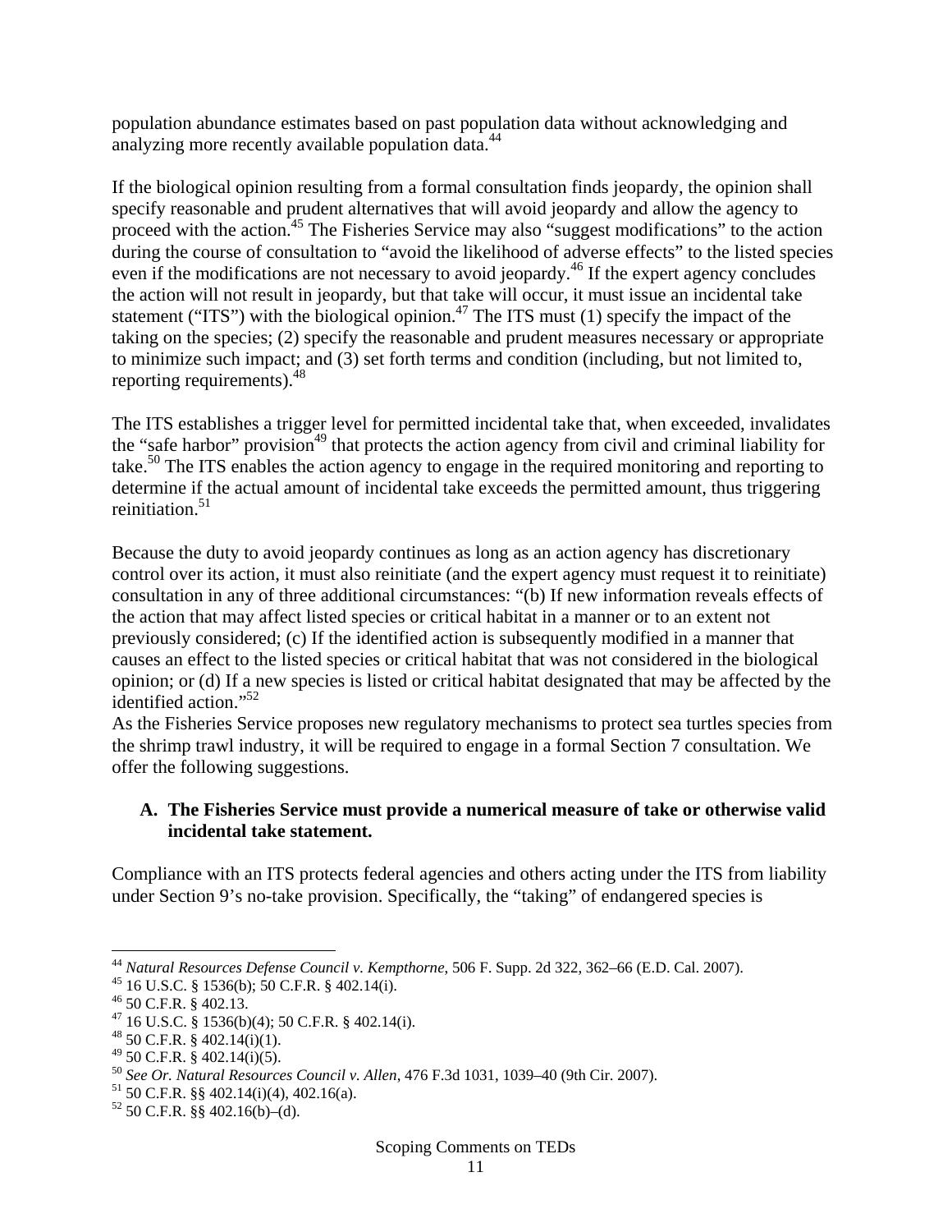population abundance estimates based on past population data without acknowledging and analyzing more recently available population data.[44]

If the biological opinion resulting from a formal consultation finds jeopardy, the opinion shall specify reasonable and prudent alternatives that will avoid jeopardy and allow the agency to proceed with the action.[45] The Fisheries Service may also "suggest modifications" to the action during the course of consultation to "avoid the likelihood of adverse effects" to the listed species even if the modifications are not necessary to avoid jeopardy.[46] If the expert agency concludes the action will not result in jeopardy, but that take will occur, it must issue an incidental take statement ("ITS") with the biological opinion.[47] The ITS must (1) specify the impact of the taking on the species; (2) specify the reasonable and prudent measures necessary or appropriate to minimize such impact; and (3) set forth terms and condition (including, but not limited to, reporting requirements).[48]

The ITS establishes a trigger level for permitted incidental take that, when exceeded, invalidates the "safe harbor" provision[49] that protects the action agency from civil and criminal liability for take.[50] The ITS enables the action agency to engage in the required monitoring and reporting to determine if the actual amount of incidental take exceeds the permitted amount, thus triggering reinitiation.[51]

Because the duty to avoid jeopardy continues as long as an action agency has discretionary control over its action, it must also reinitiate (and the expert agency must request it to reinitiate) consultation in any of three additional circumstances: "(b) If new information reveals effects of the action that may affect listed species or critical habitat in a manner or to an extent not previously considered; (c) If the identified action is subsequently modified in a manner that causes an effect to the listed species or critical habitat that was not considered in the biological opinion; or (d) If a new species is listed or critical habitat designated that may be affected by the identified action."[52]

As the Fisheries Service proposes new regulatory mechanisms to protect sea turtles species from the shrimp trawl industry, it will be required to engage in a formal Section 7 consultation. We offer the following suggestions.

### A. The Fisheries Service must provide a numerical measure of take or otherwise valid incidental take statement.

Compliance with an ITS protects federal agencies and others acting under the ITS from liability under Section 9's no-take provision. Specifically, the "taking" of endangered species is

---

[44] *Natural Resources Defense Council v. Kempthorne*, 506 F. Supp. 2d 322, 362–66 (E.D. Cal. 2007).
[45] 16 U.S.C. § 1536(b); 50 C.F.R. § 402.14(i).
[46] 50 C.F.R. § 402.13.
[47] 16 U.S.C. § 1536(b)(4); 50 C.F.R. § 402.14(i).
[48] 50 C.F.R. § 402.14(i)(1).
[49] 50 C.F.R. § 402.14(i)(5).
[50] *See Or. Natural Resources Council v. Allen*, 476 F.3d 1031, 1039–40 (9th Cir. 2007).
[51] 50 C.F.R. §§ 402.14(i)(4), 402.16(a).
[52] 50 C.F.R. §§ 402.16(b)–(d).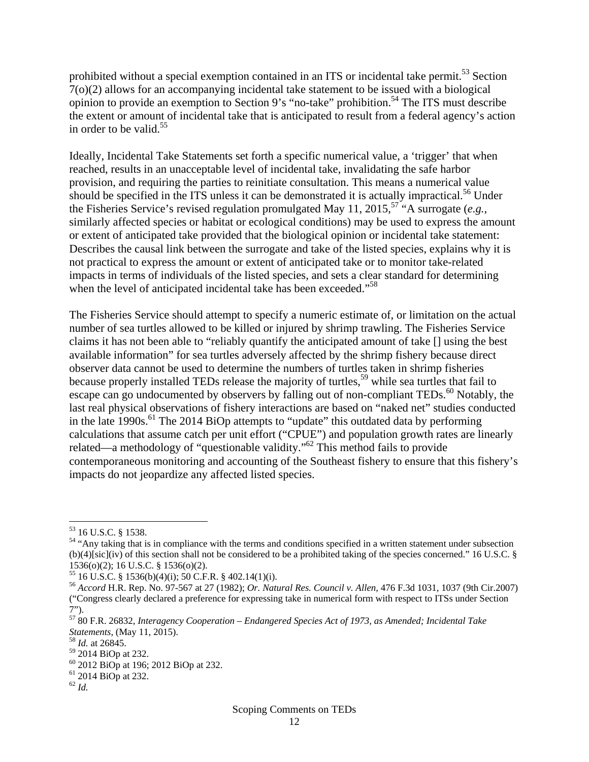prohibited without a special exemption contained in an ITS or incidental take permit.[53] Section 7(o)(2) allows for an accompanying incidental take statement to be issued with a biological opinion to provide an exemption to Section 9's "no-take" prohibition.[54] The ITS must describe the extent or amount of incidental take that is anticipated to result from a federal agency's action in order to be valid.[55]

Ideally, Incidental Take Statements set forth a specific numerical value, a 'trigger' that when reached, results in an unacceptable level of incidental take, invalidating the safe harbor provision, and requiring the parties to reinitiate consultation. This means a numerical value should be specified in the ITS unless it can be demonstrated it is actually impractical.[56] Under the Fisheries Service's revised regulation promulgated May 11, 2015,[57] "A surrogate (*e.g.*, similarly affected species or habitat or ecological conditions) may be used to express the amount or extent of anticipated take provided that the biological opinion or incidental take statement: Describes the causal link between the surrogate and take of the listed species, explains why it is not practical to express the amount or extent of anticipated take or to monitor take-related impacts in terms of individuals of the listed species, and sets a clear standard for determining when the level of anticipated incidental take has been exceeded."[58]

The Fisheries Service should attempt to specify a numeric estimate of, or limitation on the actual number of sea turtles allowed to be killed or injured by shrimp trawling. The Fisheries Service claims it has not been able to "reliably quantify the anticipated amount of take [] using the best available information" for sea turtles adversely affected by the shrimp fishery because direct observer data cannot be used to determine the numbers of turtles taken in shrimp fisheries because properly installed TEDs release the majority of turtles,[59] while sea turtles that fail to escape can go undocumented by observers by falling out of non-compliant TEDs.[60] Notably, the last real physical observations of fishery interactions are based on "naked net" studies conducted in the late 1990s.[61] The 2014 BiOp attempts to "update" this outdated data by performing calculations that assume catch per unit effort ("CPUE") and population growth rates are linearly related—a methodology of "questionable validity."[62] This method fails to provide contemporaneous monitoring and accounting of the Southeast fishery to ensure that this fishery's impacts do not jeopardize any affected listed species.

---

[53] 16 U.S.C. § 1538.

[54] "Any taking that is in compliance with the terms and conditions specified in a written statement under subsection (b)(4)[sic](iv) of this section shall not be considered to be a prohibited taking of the species concerned." 16 U.S.C. § 1536(o)(2); 16 U.S.C. § 1536(o)(2).

[55] 16 U.S.C. § 1536(b)(4)(i); 50 C.F.R. § 402.14(1)(i).

[56] *Accord* H.R. Rep. No. 97-567 at 27 (1982); *Or. Natural Res. Council v. Allen*, 476 F.3d 1031, 1037 (9th Cir.2007) ("Congress clearly declared a preference for expressing take in numerical form with respect to ITSs under Section 7").

[57] 80 F.R. 26832, *Interagency Cooperation – Endangered Species Act of 1973, as Amended; Incidental Take Statements*, (May 11, 2015).

[58] *Id.* at 26845.

[59] 2014 BiOp at 232.

[60] 2012 BiOp at 196; 2012 BiOp at 232.

[61] 2014 BiOp at 232.

[62] *Id.*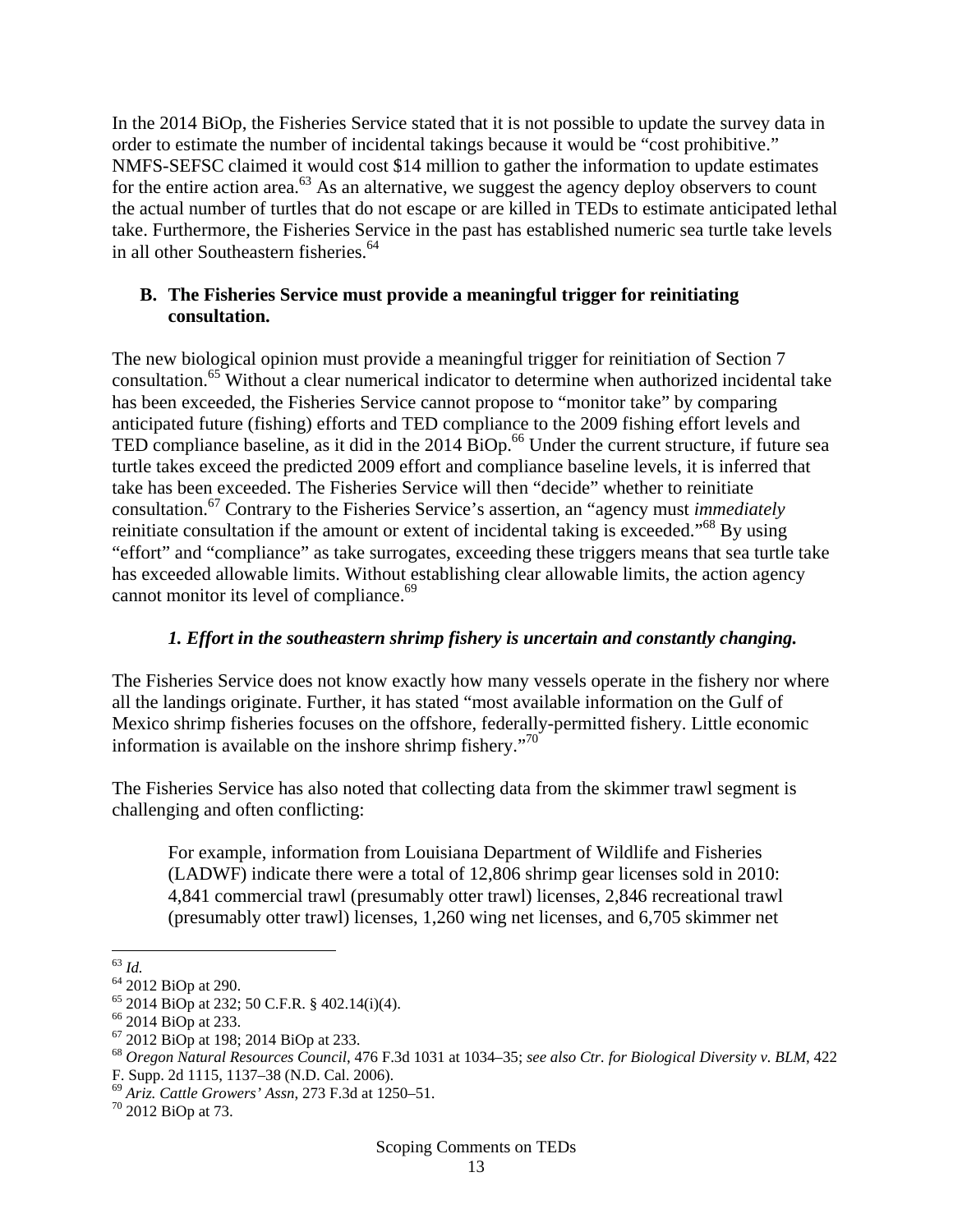In the 2014 BiOp, the Fisheries Service stated that it is not possible to update the survey data in order to estimate the number of incidental takings because it would be "cost prohibitive." NMFS-SEFSC claimed it would cost $14 million to gather the information to update estimates for the entire action area.[63] As an alternative, we suggest the agency deploy observers to count the actual number of turtles that do not escape or are killed in TEDs to estimate anticipated lethal take. Furthermore, the Fisheries Service in the past has established numeric sea turtle take levels in all other Southeastern fisheries.[64]

### B. The Fisheries Service must provide a meaningful trigger for reinitiating consultation.

The new biological opinion must provide a meaningful trigger for reinitiation of Section 7 consultation.[65] Without a clear numerical indicator to determine when authorized incidental take has been exceeded, the Fisheries Service cannot propose to "monitor take" by comparing anticipated future (fishing) efforts and TED compliance to the 2009 fishing effort levels and TED compliance baseline, as it did in the 2014 BiOp.[66] Under the current structure, if future sea turtle takes exceed the predicted 2009 effort and compliance baseline levels, it is inferred that take has been exceeded. The Fisheries Service will then "decide" whether to reinitiate consultation.[67] Contrary to the Fisheries Service's assertion, an "agency must *immediately* reinitiate consultation if the amount or extent of incidental taking is exceeded."[68] By using "effort" and "compliance" as take surrogates, exceeding these triggers means that sea turtle take has exceeded allowable limits. Without establishing clear allowable limits, the action agency cannot monitor its level of compliance.[69]

#### *1. Effort in the southeastern shrimp fishery is uncertain and constantly changing.*

The Fisheries Service does not know exactly how many vessels operate in the fishery nor where all the landings originate. Further, it has stated "most available information on the Gulf of Mexico shrimp fisheries focuses on the offshore, federally-permitted fishery. Little economic information is available on the inshore shrimp fishery."[70]

The Fisheries Service has also noted that collecting data from the skimmer trawl segment is challenging and often conflicting:

> For example, information from Louisiana Department of Wildlife and Fisheries (LADWF) indicate there were a total of 12,806 shrimp gear licenses sold in 2010: 4,841 commercial trawl (presumably otter trawl) licenses, 2,846 recreational trawl (presumably otter trawl) licenses, 1,260 wing net licenses, and 6,705 skimmer net

---

[63] *Id.*
[64] 2012 BiOp at 290.
[65] 2014 BiOp at 232; 50 C.F.R. § 402.14(i)(4).
[66] 2014 BiOp at 233.
[67] 2012 BiOp at 198; 2014 BiOp at 233.
[68] *Oregon Natural Resources Council*, 476 F.3d 1031 at 1034–35; *see also Ctr. for Biological Diversity v. BLM*, 422 F. Supp. 2d 1115, 1137–38 (N.D. Cal. 2006).
[69] *Ariz. Cattle Growers' Assn*, 273 F.3d at 1250–51.
[70] 2012 BiOp at 73.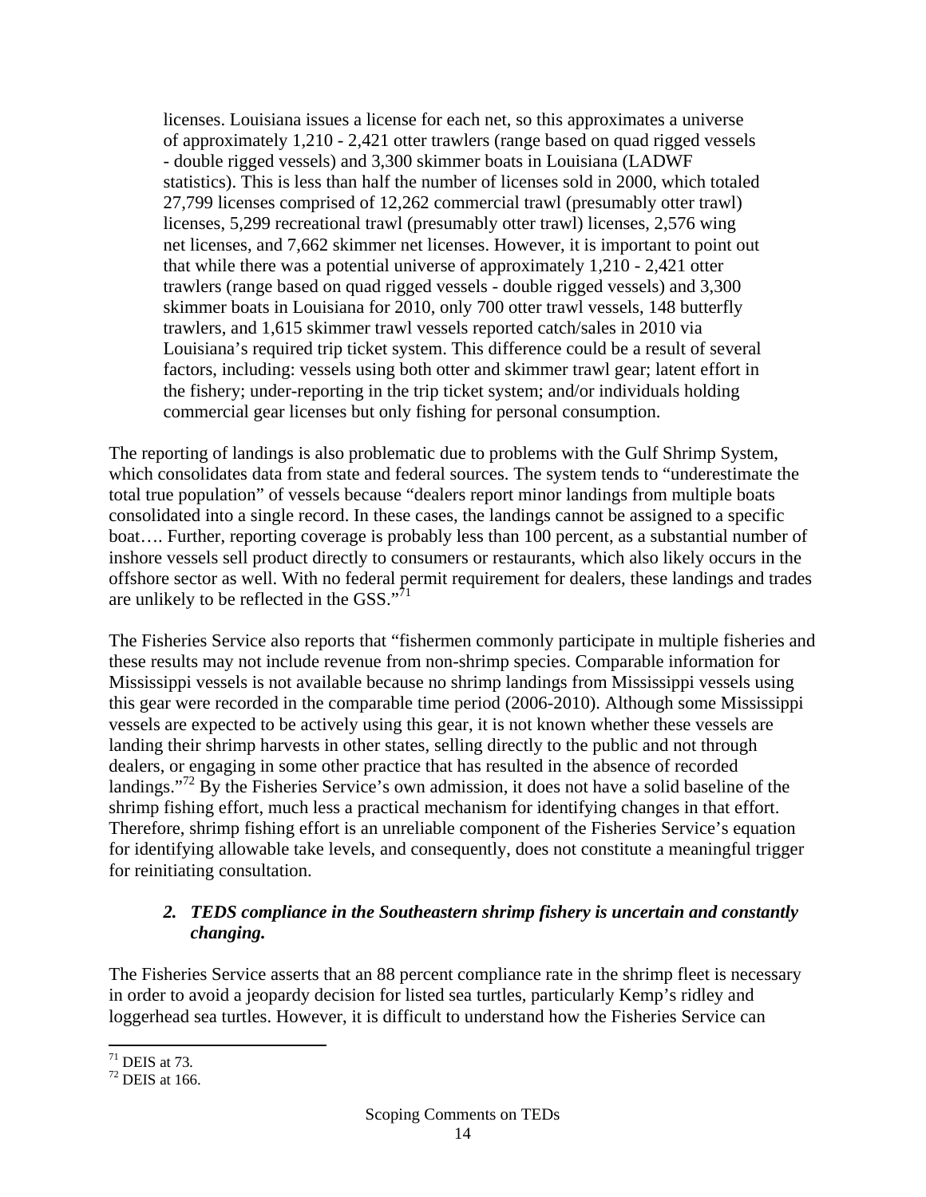> licenses. Louisiana issues a license for each net, so this approximates a universe of approximately 1,210 - 2,421 otter trawlers (range based on quad rigged vessels - double rigged vessels) and 3,300 skimmer boats in Louisiana (LADWF statistics). This is less than half the number of licenses sold in 2000, which totaled 27,799 licenses comprised of 12,262 commercial trawl (presumably otter trawl) licenses, 5,299 recreational trawl (presumably otter trawl) licenses, 2,576 wing net licenses, and 7,662 skimmer net licenses. However, it is important to point out that while there was a potential universe of approximately 1,210 - 2,421 otter trawlers (range based on quad rigged vessels - double rigged vessels) and 3,300 skimmer boats in Louisiana for 2010, only 700 otter trawl vessels, 148 butterfly trawlers, and 1,615 skimmer trawl vessels reported catch/sales in 2010 via Louisiana's required trip ticket system. This difference could be a result of several factors, including: vessels using both otter and skimmer trawl gear; latent effort in the fishery; under-reporting in the trip ticket system; and/or individuals holding commercial gear licenses but only fishing for personal consumption.

The reporting of landings is also problematic due to problems with the Gulf Shrimp System, which consolidates data from state and federal sources. The system tends to "underestimate the total true population" of vessels because "dealers report minor landings from multiple boats consolidated into a single record. In these cases, the landings cannot be assigned to a specific boat…. Further, reporting coverage is probably less than 100 percent, as a substantial number of inshore vessels sell product directly to consumers or restaurants, which also likely occurs in the offshore sector as well. With no federal permit requirement for dealers, these landings and trades are unlikely to be reflected in the GSS."[71]

The Fisheries Service also reports that "fishermen commonly participate in multiple fisheries and these results may not include revenue from non-shrimp species. Comparable information for Mississippi vessels is not available because no shrimp landings from Mississippi vessels using this gear were recorded in the comparable time period (2006-2010). Although some Mississippi vessels are expected to be actively using this gear, it is not known whether these vessels are landing their shrimp harvests in other states, selling directly to the public and not through dealers, or engaging in some other practice that has resulted in the absence of recorded landings."[72] By the Fisheries Service's own admission, it does not have a solid baseline of the shrimp fishing effort, much less a practical mechanism for identifying changes in that effort. Therefore, shrimp fishing effort is an unreliable component of the Fisheries Service's equation for identifying allowable take levels, and consequently, does not constitute a meaningful trigger for reinitiating consultation.

### *2. TEDS compliance in the Southeastern shrimp fishery is uncertain and constantly changing.*

The Fisheries Service asserts that an 88 percent compliance rate in the shrimp fleet is necessary in order to avoid a jeopardy decision for listed sea turtles, particularly Kemp's ridley and loggerhead sea turtles. However, it is difficult to understand how the Fisheries Service can

---

[71] DEIS at 73.

[72] DEIS at 166.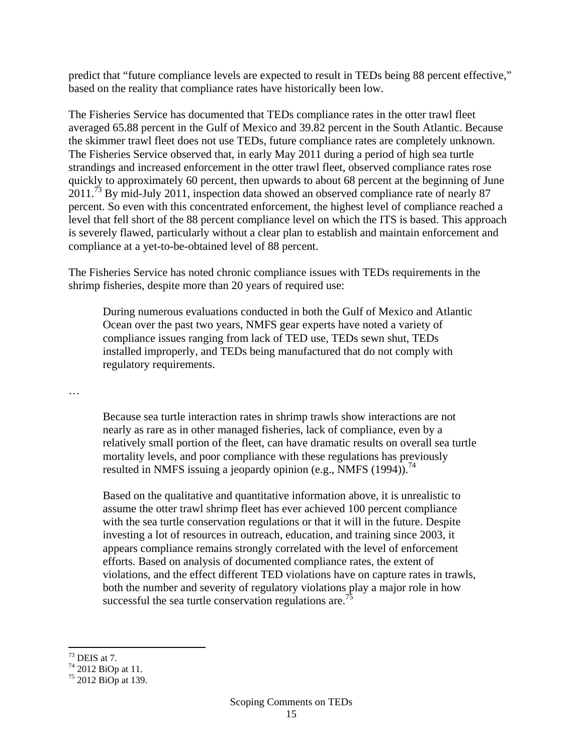predict that "future compliance levels are expected to result in TEDs being 88 percent effective," based on the reality that compliance rates have historically been low.

The Fisheries Service has documented that TEDs compliance rates in the otter trawl fleet averaged 65.88 percent in the Gulf of Mexico and 39.82 percent in the South Atlantic. Because the skimmer trawl fleet does not use TEDs, future compliance rates are completely unknown. The Fisheries Service observed that, in early May 2011 during a period of high sea turtle strandings and increased enforcement in the otter trawl fleet, observed compliance rates rose quickly to approximately 60 percent, then upwards to about 68 percent at the beginning of June 2011.[73] By mid-July 2011, inspection data showed an observed compliance rate of nearly 87 percent. So even with this concentrated enforcement, the highest level of compliance reached a level that fell short of the 88 percent compliance level on which the ITS is based. This approach is severely flawed, particularly without a clear plan to establish and maintain enforcement and compliance at a yet-to-be-obtained level of 88 percent.

The Fisheries Service has noted chronic compliance issues with TEDs requirements in the shrimp fisheries, despite more than 20 years of required use:

> During numerous evaluations conducted in both the Gulf of Mexico and Atlantic Ocean over the past two years, NMFS gear experts have noted a variety of compliance issues ranging from lack of TED use, TEDs sewn shut, TEDs installed improperly, and TEDs being manufactured that do not comply with regulatory requirements.

…

> Because sea turtle interaction rates in shrimp trawls show interactions are not nearly as rare as in other managed fisheries, lack of compliance, even by a relatively small portion of the fleet, can have dramatic results on overall sea turtle mortality levels, and poor compliance with these regulations has previously resulted in NMFS issuing a jeopardy opinion (e.g., NMFS (1994)).[74]
>
> Based on the qualitative and quantitative information above, it is unrealistic to assume the otter trawl shrimp fleet has ever achieved 100 percent compliance with the sea turtle conservation regulations or that it will in the future. Despite investing a lot of resources in outreach, education, and training since 2003, it appears compliance remains strongly correlated with the level of enforcement efforts. Based on analysis of documented compliance rates, the extent of violations, and the effect different TED violations have on capture rates in trawls, both the number and severity of regulatory violations play a major role in how successful the sea turtle conservation regulations are.[75]

---

[73] DEIS at 7.
[74] 2012 BiOp at 11.
[75] 2012 BiOp at 139.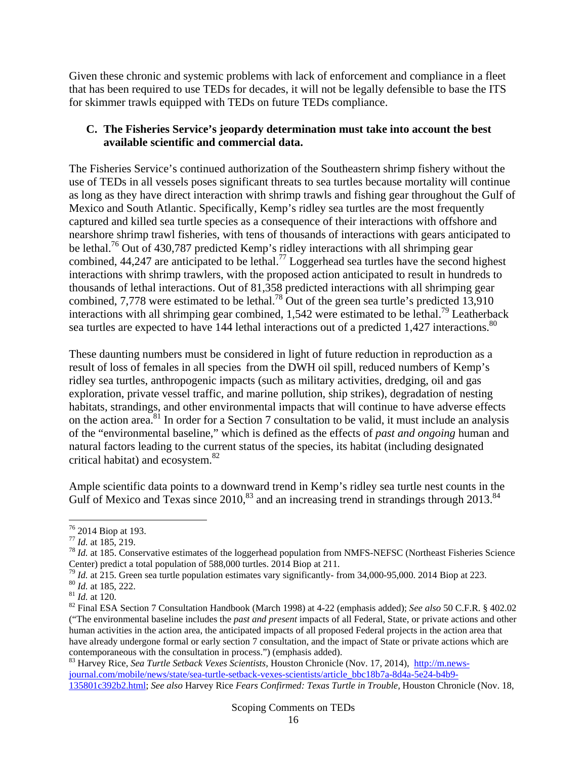Given these chronic and systemic problems with lack of enforcement and compliance in a fleet that has been required to use TEDs for decades, it will not be legally defensible to base the ITS for skimmer trawls equipped with TEDs on future TEDs compliance.

### C. The Fisheries Service's jeopardy determination must take into account the best available scientific and commercial data.

The Fisheries Service's continued authorization of the Southeastern shrimp fishery without the use of TEDs in all vessels poses significant threats to sea turtles because mortality will continue as long as they have direct interaction with shrimp trawls and fishing gear throughout the Gulf of Mexico and South Atlantic. Specifically, Kemp's ridley sea turtles are the most frequently captured and killed sea turtle species as a consequence of their interactions with offshore and nearshore shrimp trawl fisheries, with tens of thousands of interactions with gears anticipated to be lethal.[76] Out of 430,787 predicted Kemp's ridley interactions with all shrimping gear combined, 44,247 are anticipated to be lethal.[77] Loggerhead sea turtles have the second highest interactions with shrimp trawlers, with the proposed action anticipated to result in hundreds to thousands of lethal interactions. Out of 81,358 predicted interactions with all shrimping gear combined, 7,778 were estimated to be lethal.[78] Out of the green sea turtle's predicted 13,910 interactions with all shrimping gear combined, 1,542 were estimated to be lethal.[79] Leatherback sea turtles are expected to have 144 lethal interactions out of a predicted 1,427 interactions.[80]

These daunting numbers must be considered in light of future reduction in reproduction as a result of loss of females in all species from the DWH oil spill, reduced numbers of Kemp's ridley sea turtles, anthropogenic impacts (such as military activities, dredging, oil and gas exploration, private vessel traffic, and marine pollution, ship strikes), degradation of nesting habitats, strandings, and other environmental impacts that will continue to have adverse effects on the action area.[81] In order for a Section 7 consultation to be valid, it must include an analysis of the "environmental baseline," which is defined as the effects of *past and ongoing* human and natural factors leading to the current status of the species, its habitat (including designated critical habitat) and ecosystem.[82]

Ample scientific data points to a downward trend in Kemp's ridley sea turtle nest counts in the Gulf of Mexico and Texas since 2010,[83] and an increasing trend in strandings through 2013.[84]

---

[76] 2014 Biop at 193.

[77] *Id.* at 185, 219.

[78] *Id.* at 185. Conservative estimates of the loggerhead population from NMFS-NEFSC (Northeast Fisheries Science Center) predict a total population of 588,000 turtles. 2014 Biop at 211.

[79] *Id.* at 215. Green sea turtle population estimates vary significantly- from 34,000-95,000. 2014 Biop at 223.

[80] *Id.* at 185, 222.

[81] *Id.* at 120.

[82] Final ESA Section 7 Consultation Handbook (March 1998) at 4-22 (emphasis added); *See also* 50 C.F.R. § 402.02 ("The environmental baseline includes the *past and present* impacts of all Federal, State, or private actions and other human activities in the action area, the anticipated impacts of all proposed Federal projects in the action area that have already undergone formal or early section 7 consultation, and the impact of State or private actions which are contemporaneous with the consultation in process.") (emphasis added).

[83] Harvey Rice, *Sea Turtle Setback Vexes Scientists*, Houston Chronicle (Nov. 17, 2014), http://m.news-journal.com/mobile/news/state/sea-turtle-setback-vexes-scientists/article_bbc18b7a-8d4a-5e24-b4b9-135801c392b2.html; *See also* Harvey Rice *Fears Confirmed: Texas Turtle in Trouble*, Houston Chronicle (Nov. 18,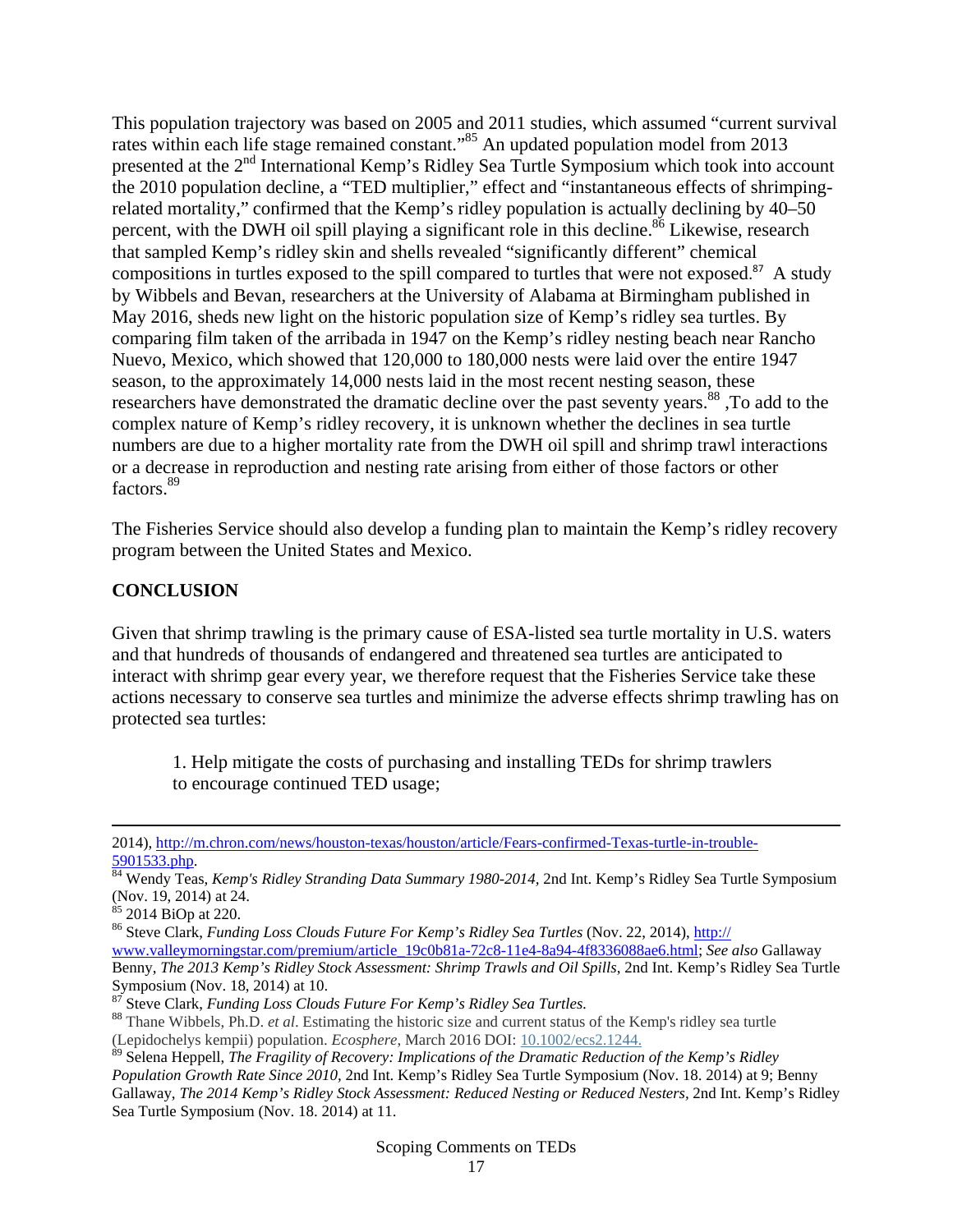This population trajectory was based on 2005 and 2011 studies, which assumed "current survival rates within each life stage remained constant."[85] An updated population model from 2013 presented at the 2nd International Kemp's Ridley Sea Turtle Symposium which took into account the 2010 population decline, a "TED multiplier," effect and "instantaneous effects of shrimping-related mortality," confirmed that the Kemp's ridley population is actually declining by 40–50 percent, with the DWH oil spill playing a significant role in this decline.[86] Likewise, research that sampled Kemp's ridley skin and shells revealed "significantly different" chemical compositions in turtles exposed to the spill compared to turtles that were not exposed.[87] A study by Wibbels and Bevan, researchers at the University of Alabama at Birmingham published in May 2016, sheds new light on the historic population size of Kemp's ridley sea turtles. By comparing film taken of the arribada in 1947 on the Kemp's ridley nesting beach near Rancho Nuevo, Mexico, which showed that 120,000 to 180,000 nests were laid over the entire 1947 season, to the approximately 14,000 nests laid in the most recent nesting season, these researchers have demonstrated the dramatic decline over the past seventy years.[88] ,To add to the complex nature of Kemp's ridley recovery, it is unknown whether the declines in sea turtle numbers are due to a higher mortality rate from the DWH oil spill and shrimp trawl interactions or a decrease in reproduction and nesting rate arising from either of those factors or other factors.[89]

The Fisheries Service should also develop a funding plan to maintain the Kemp's ridley recovery program between the United States and Mexico.

**CONCLUSION**

Given that shrimp trawling is the primary cause of ESA-listed sea turtle mortality in U.S. waters and that hundreds of thousands of endangered and threatened sea turtles are anticipated to interact with shrimp gear every year, we therefore request that the Fisheries Service take these actions necessary to conserve sea turtles and minimize the adverse effects shrimp trawling has on protected sea turtles:

1. Help mitigate the costs of purchasing and installing TEDs for shrimp trawlers to encourage continued TED usage;

---

2014), http://m.chron.com/news/houston-texas/houston/article/Fears-confirmed-Texas-turtle-in-trouble-5901533.php.

[84] Wendy Teas, *Kemp's Ridley Stranding Data Summary 1980-2014*, 2nd Int. Kemp's Ridley Sea Turtle Symposium (Nov. 19, 2014) at 24.

[85] 2014 BiOp at 220.

[86] Steve Clark, *Funding Loss Clouds Future For Kemp's Ridley Sea Turtles* (Nov. 22, 2014), http://www.valleymorningstar.com/premium/article_19c0b81a-72c8-11e4-8a94-4f8336088ae6.html; *See also* Gallaway Benny, *The 2013 Kemp's Ridley Stock Assessment: Shrimp Trawls and Oil Spills*, 2nd Int. Kemp's Ridley Sea Turtle Symposium (Nov. 18, 2014) at 10.

[87] Steve Clark, *Funding Loss Clouds Future For Kemp's Ridley Sea Turtles.*

[88] Thane Wibbels, Ph.D. *et al*. Estimating the historic size and current status of the Kemp's ridley sea turtle (Lepidochelys kempii) population. *Ecosphere*, March 2016 DOI: 10.1002/ecs2.1244.

[89] Selena Heppell, *The Fragility of Recovery: Implications of the Dramatic Reduction of the Kemp's Ridley Population Growth Rate Since 2010*, 2nd Int. Kemp's Ridley Sea Turtle Symposium (Nov. 18. 2014) at 9; Benny Gallaway, *The 2014 Kemp's Ridley Stock Assessment: Reduced Nesting or Reduced Nesters*, 2nd Int. Kemp's Ridley Sea Turtle Symposium (Nov. 18. 2014) at 11.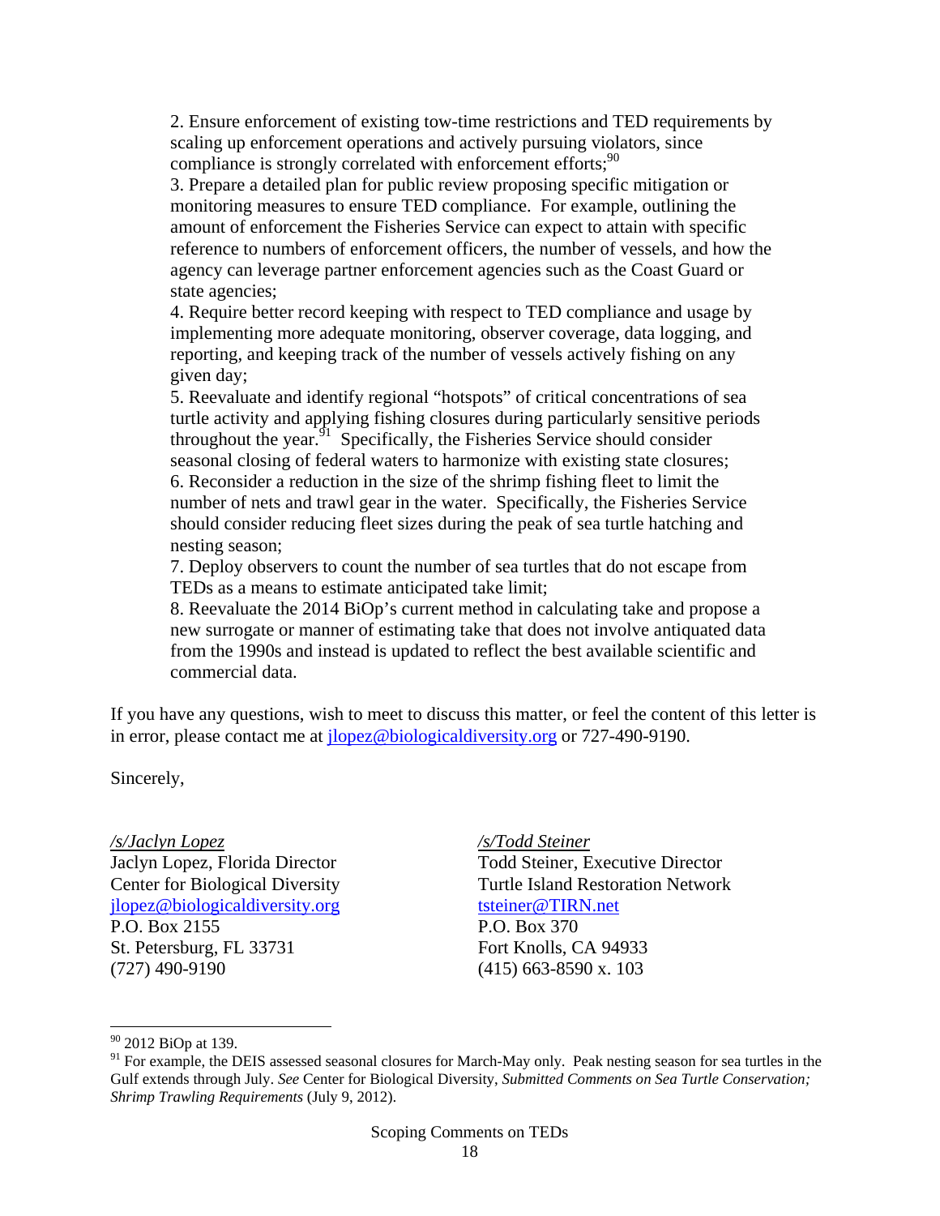2. Ensure enforcement of existing tow-time restrictions and TED requirements by scaling up enforcement operations and actively pursuing violators, since compliance is strongly correlated with enforcement efforts;[90]

3. Prepare a detailed plan for public review proposing specific mitigation or monitoring measures to ensure TED compliance. For example, outlining the amount of enforcement the Fisheries Service can expect to attain with specific reference to numbers of enforcement officers, the number of vessels, and how the agency can leverage partner enforcement agencies such as the Coast Guard or state agencies;

4. Require better record keeping with respect to TED compliance and usage by implementing more adequate monitoring, observer coverage, data logging, and reporting, and keeping track of the number of vessels actively fishing on any given day;

5. Reevaluate and identify regional "hotspots" of critical concentrations of sea turtle activity and applying fishing closures during particularly sensitive periods throughout the year.[91] Specifically, the Fisheries Service should consider seasonal closing of federal waters to harmonize with existing state closures;

6. Reconsider a reduction in the size of the shrimp fishing fleet to limit the number of nets and trawl gear in the water. Specifically, the Fisheries Service should consider reducing fleet sizes during the peak of sea turtle hatching and nesting season;

7. Deploy observers to count the number of sea turtles that do not escape from TEDs as a means to estimate anticipated take limit;

8. Reevaluate the 2014 BiOp's current method in calculating take and propose a new surrogate or manner of estimating take that does not involve antiquated data from the 1990s and instead is updated to reflect the best available scientific and commercial data.

If you have any questions, wish to meet to discuss this matter, or feel the content of this letter is in error, please contact me at jlopez@biologicaldiversity.org or 727-490-9190.

Sincerely,

*/s/Jaclyn Lopez*
Jaclyn Lopez, Florida Director
Center for Biological Diversity
jlopez@biologicaldiversity.org
P.O. Box 2155
St. Petersburg, FL 33731
(727) 490-9190

*/s/Todd Steiner*
Todd Steiner, Executive Director
Turtle Island Restoration Network
tsteiner@TIRN.net
P.O. Box 370
Fort Knolls, CA 94933
(415) 663-8590 x. 103

---

[90] 2012 BiOp at 139.

[91] For example, the DEIS assessed seasonal closures for March-May only. Peak nesting season for sea turtles in the Gulf extends through July. *See* Center for Biological Diversity, *Submitted Comments on Sea Turtle Conservation; Shrimp Trawling Requirements* (July 9, 2012).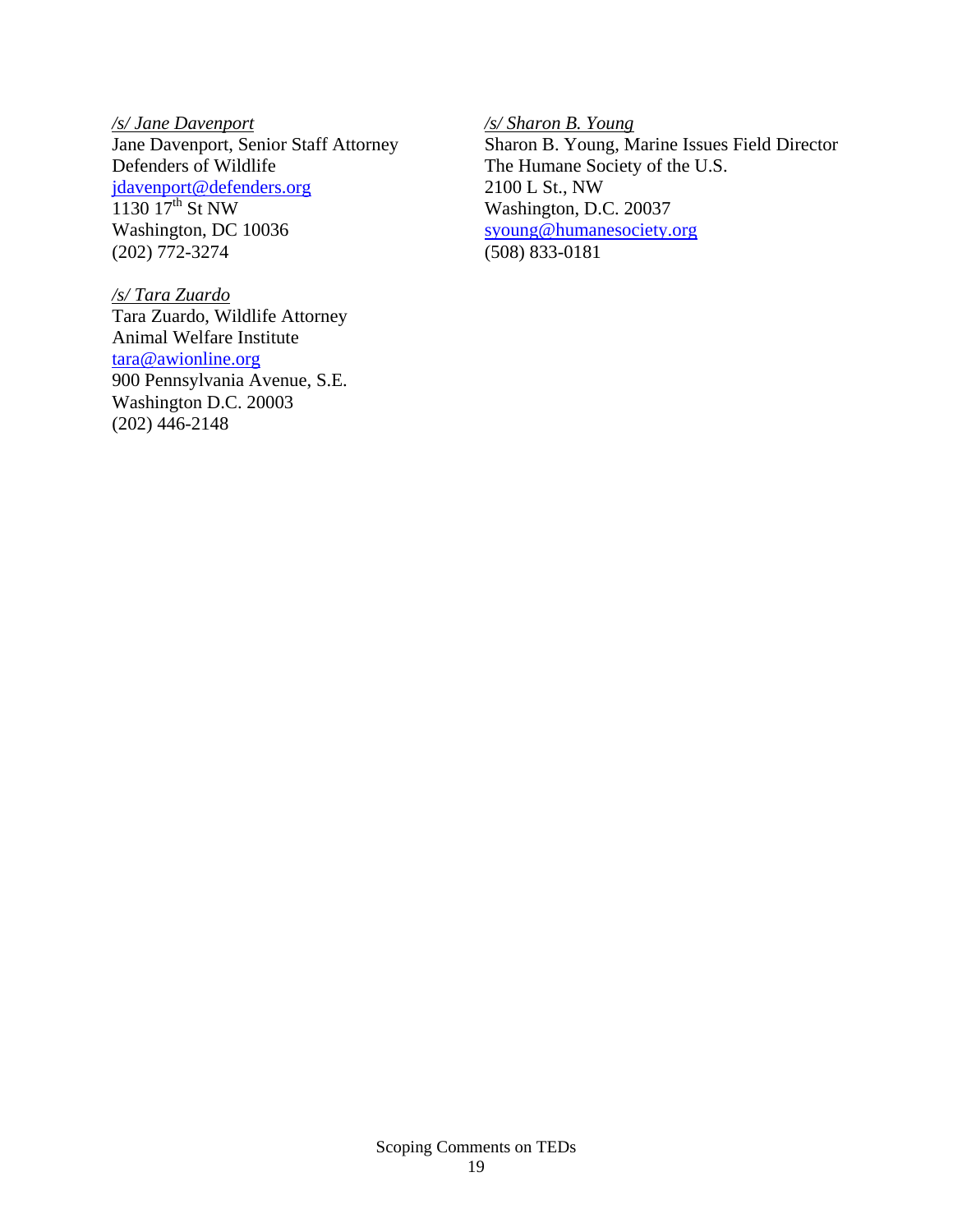*/s/ Jane Davenport*
Jane Davenport, Senior Staff Attorney
Defenders of Wildlife
jdavenport@defenders.org
1130 17th St NW
Washington, DC 10036
(202) 772-3274

*/s/ Tara Zuardo*
Tara Zuardo, Wildlife Attorney
Animal Welfare Institute
tara@awionline.org
900 Pennsylvania Avenue, S.E.
Washington D.C. 20003
(202) 446-2148

*/s/ Sharon B. Young*
Sharon B. Young, Marine Issues Field Director
The Humane Society of the U.S.
2100 L St., NW
Washington, D.C. 20037
syoung@humanesociety.org
(508) 833-0181